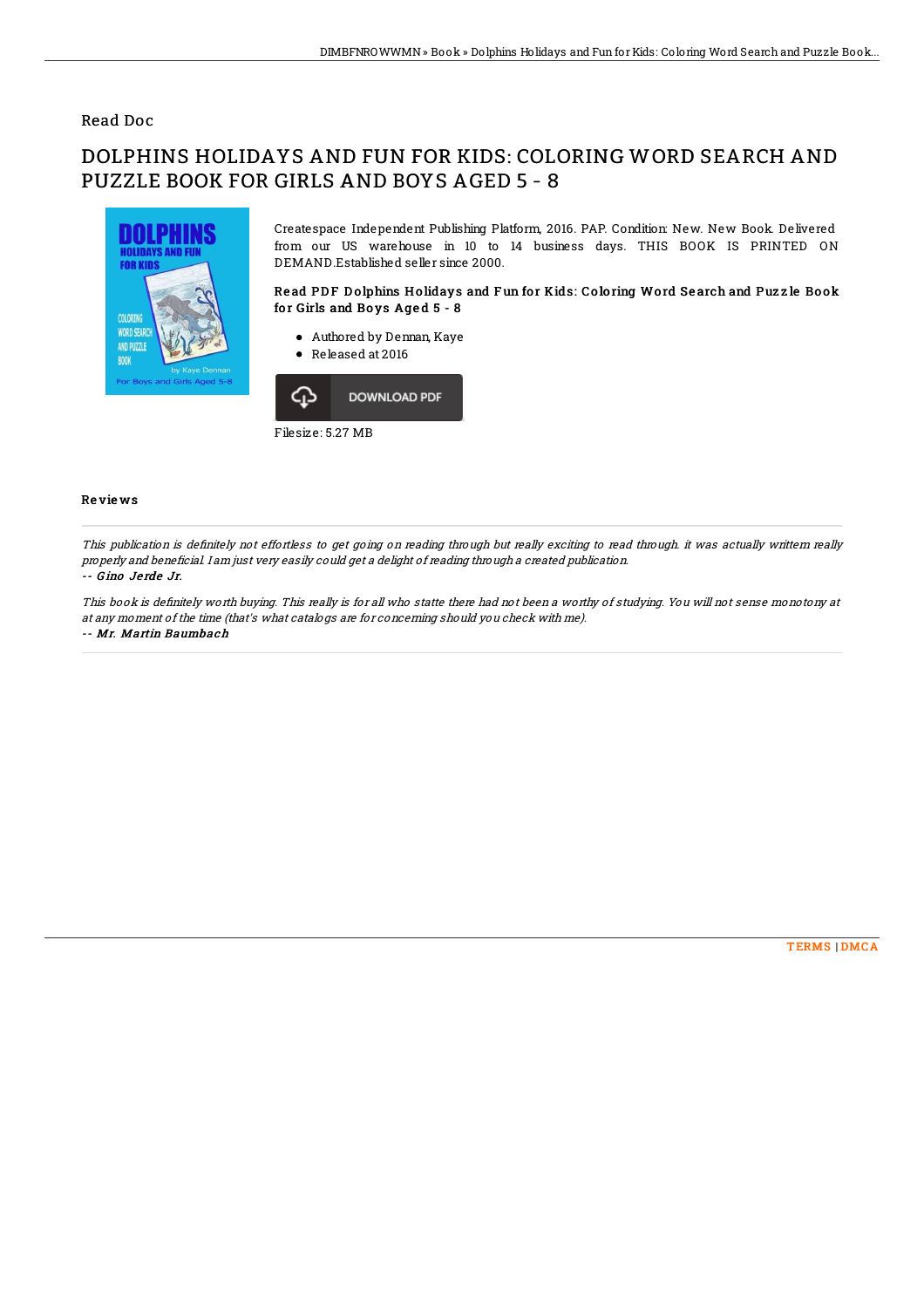Read Doc

# DOLPHINS HOLIDAYS AND FUN FOR KIDS: COLORING WORD SEARCH AND PUZZLE BOOK FOR GIRLS AND BOYS AGED 5 - 8

Createspace Independent Publishing Platform, 2016. PAP. Condition: New. New Book. Delivered from our US warehouse in 10 to 14 business days. THIS BOOK IS PRINTED ON DEMAND.Established seller since 2000.

### Read PDF Dolphins Holidays and Fun for Kids: Coloring Word Search and Puzzle Book for Girls and Boys Aged 5 - 8

- Authored by Dennan, Kaye
- Released at 2016

DOWNLOAD PDF

Filesize: 5.27 MB

## Reviews

*This publication is definitely not effortless to get going on reading through but really exciting to read through. it was actually writtern really properly and beneficial. I am just very easily could get a delight of reading through a created publication.*

-- *Gino Jerde Jr.*

*This book is definitely worth buying. This really is for all who statte there had not been a worthy of studying. You will not sense monotony at at any moment of the time (that's what catalogs are for concerning should you check with me).*

-- *Mr. Martin Baumbach*

TERMS | DMCA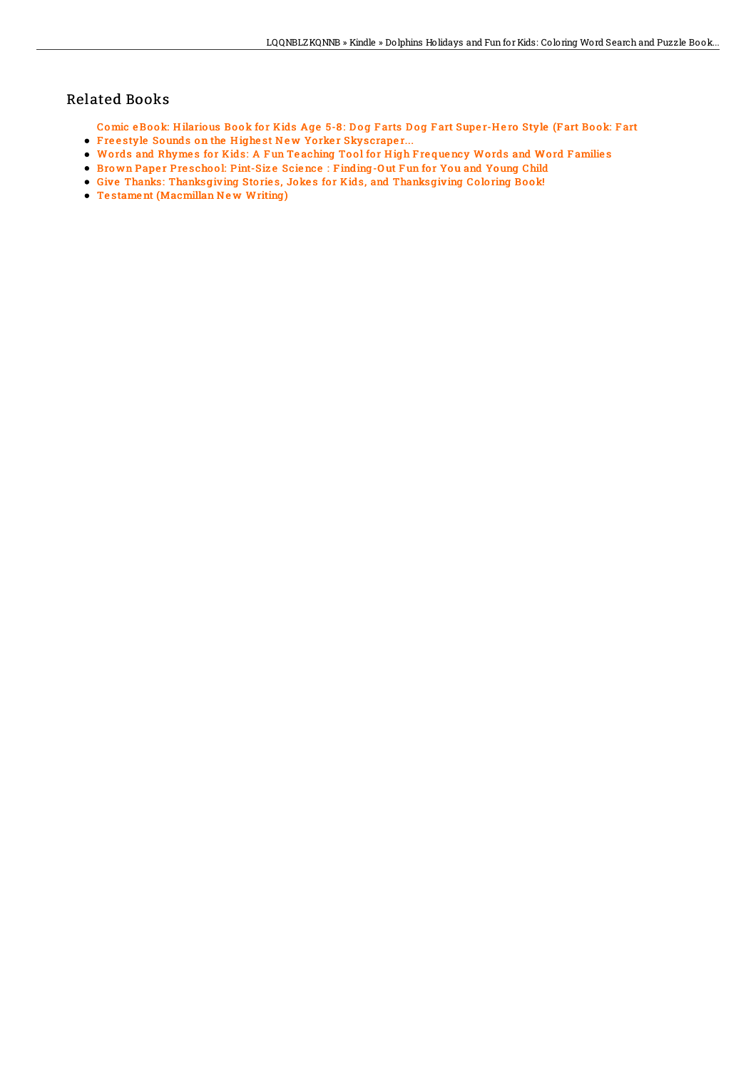## Related Books

- Comic eBook: Hilarious Book for Kids Age 5-8: Dog Farts Dog Fart Super-Hero Style (Fart Book: Fart
- Freestyle Sounds on the Highest New Yorker Skyscraper...
- Words and Rhymes for Kids: A Fun Teaching Tool for High Frequency Words and Word Families
- Brown Paper Preschool: Pint-Size Science : Finding-Out Fun for You and Young Child
- Give Thanks: Thanksgiving Stories, Jokes for Kids, and Thanksgiving Coloring Book!
- Testament (Macmillan New Writing)